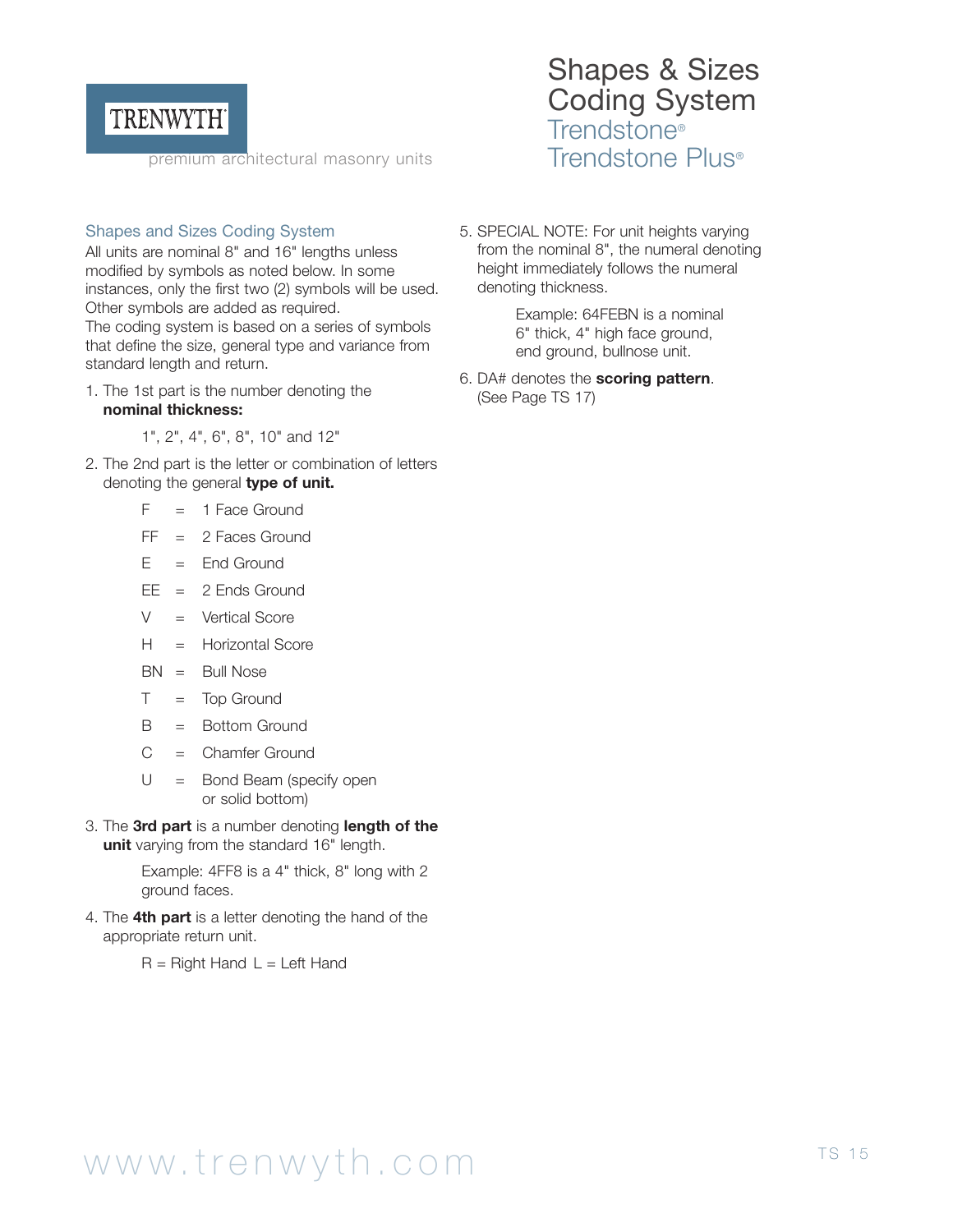TRENWYTH

premium architectural masonry units

# Shapes & Sizes Coding System

## Trendstone®
## Trendstone Plus®

### Shapes and Sizes Coding System

All units are nominal 8" and 16" lengths unless modified by symbols as noted below. In some instances, only the first two (2) symbols will be used. Other symbols are added as required.

The coding system is based on a series of symbols that define the size, general type and variance from standard length and return.

1. The 1st part is the number denoting the **nominal thickness:**

   1", 2", 4", 6", 8", 10" and 12"

2. The 2nd part is the letter or combination of letters denoting the general **type of unit.**

   F = 1 Face Ground
   FF = 2 Faces Ground
   E = End Ground
   EE = 2 Ends Ground
   V = Vertical Score
   H = Horizontal Score
   BN = Bull Nose
   T = Top Ground
   B = Bottom Ground
   C = Chamfer Ground
   U = Bond Beam (specify open or solid bottom)

3. The **3rd part** is a number denoting **length of the unit** varying from the standard 16" length.

   Example: 4FF8 is a 4" thick, 8" long with 2 ground faces.

4. The **4th part** is a letter denoting the hand of the appropriate return unit.

   R = Right Hand L = Left Hand

5. SPECIAL NOTE: For unit heights varying from the nominal 8", the numeral denoting height immediately follows the numeral denoting thickness.

   Example: 64FEBN is a nominal 6" thick, 4" high face ground, end ground, bullnose unit.

6. DA# denotes the **scoring pattern**. (See Page TS 17)

www.trenwyth.com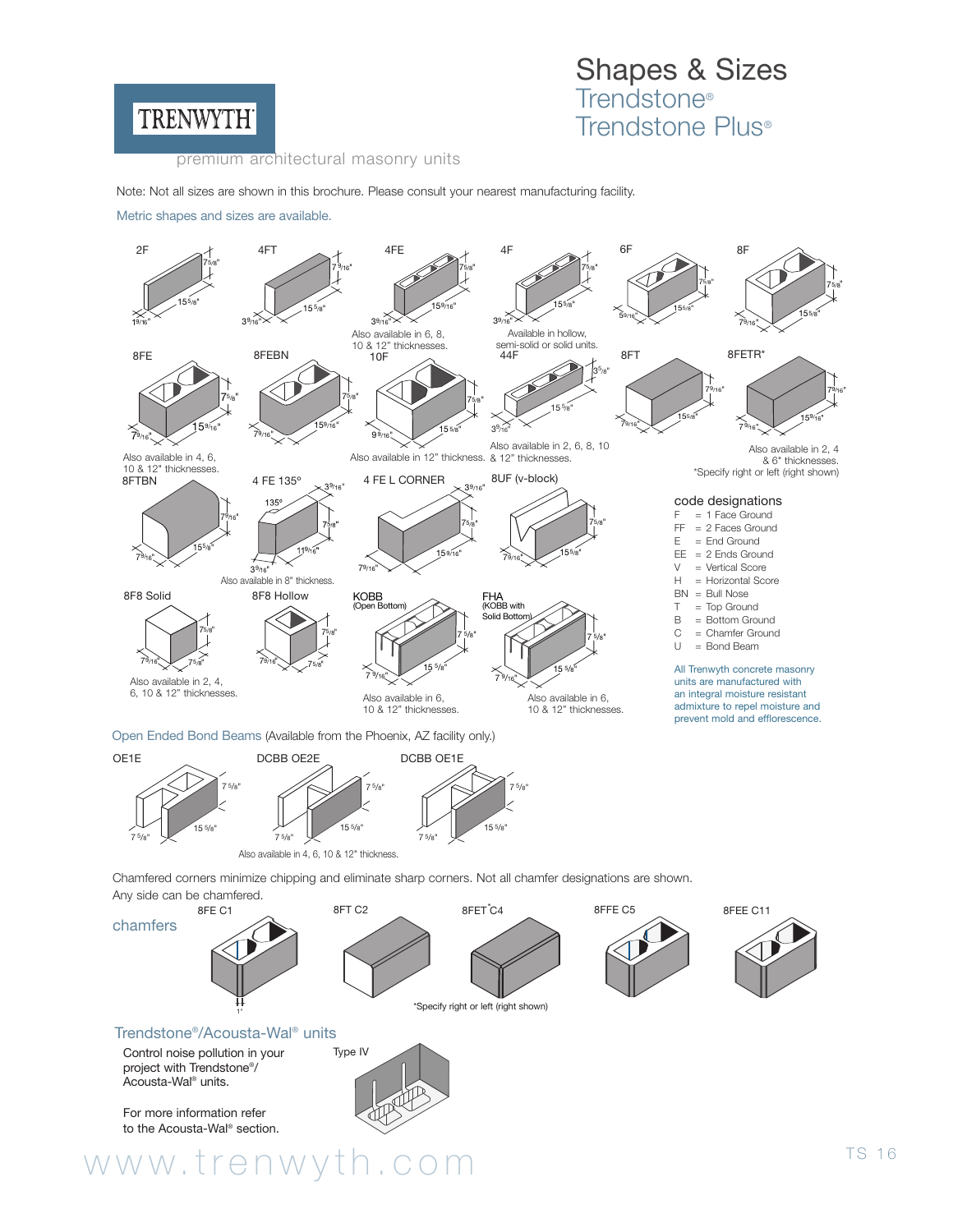# Shapes & Sizes

## Trendstone®
## Trendstone Plus®

TRENWYTH®

premium architectural masonry units

Note: Not all sizes are shown in this brochure. Please consult your nearest manufacturing facility.

Metric shapes and sizes are available.

2F
7 5/8"
15 5/8"
1 9/16"

4FT
7 9/16"
15 5/8"
3 9/16"

4FE
7 5/8"
15 9/16"
3 9/16"
Also available in 6, 8, 10 & 12" thicknesses.

4F
7 5/8"
15 5/8"
3 9/16"
Available in hollow, semi-solid or solid units.

6F
7 5/8"
15 5/8"
5 9/16"

8F
7 5/8"
15 5/8"
7 9/16"

8FE
7 5/8"
15 9/16"
7 9/16"
Also available in 4, 6, 10 & 12" thicknesses.

8FEBN
7 5/8"
15 9/16"
7 9/16"

10F
7 5/8"
15 5/8"
9 9/16"
Also available in 12" thickness.

44F
3 5/8"
15 5/8"
3 9/16"
Also available in 2, 6, 8, 10 & 12" thicknesses.

8FT
7 9/16"
15 5/8"
7 9/16"

8FETR*
7 9/16"
15 9/16"
7 9/16"
Also available in 2, 4 & 6" thicknesses.
*Specify right or left (right shown)

8FTBN
7 9/16"
15 5/8"
7 9/16"

4 FE 135º
135º
3 9/16"
7 5/8"
11 9/16"
3 9/16"
Also available in 8" thickness.

4 FE L CORNER
3 9/16"
7 5/8"
15 9/16"
7 9/16"

8UF (v-block)
7 5/8"
15 5/8"
7 9/16"

### code designations

- F = 1 Face Ground
- FF = 2 Faces Ground
- E = End Ground
- EE = 2 Ends Ground
- V = Vertical Score
- H = Horizontal Score
- BN = Bull Nose
- T = Top Ground
- B = Bottom Ground
- C = Chamfer Ground
- U = Bond Beam

All Trenwyth concrete masonry units are manufactured with an integral moisture resistant admixture to repel moisture and prevent mold and efflorescence.

8F8 Solid
7 5/8"
7 9/16"
7 5/8"
Also available in 2, 4, 6, 10 & 12" thicknesses.

8F8 Hollow
7 5/8"
7 9/16"
7 5/8"

KOBB (Open Bottom)
7 5/8"
15 5/8"
7 9/16"
Also available in 6, 10 & 12" thicknesses.

FHA (KOBB with Solid Bottom)
7 5/8"
15 5/8"
7 9/16"
Also available in 6, 10 & 12" thicknesses.

## Open Ended Bond Beams (Available from the Phoenix, AZ facility only.)

OE1E
7 5/8"
15 5/8"
7 5/8"

DCBB OE2E
7 5/8"
15 5/8"
7 5/8"

DCBB OE1E
7 5/8"
15 5/8"
7 5/8"

Also available in 4, 6, 10 & 12" thickness.

Chamfered corners minimize chipping and eliminate sharp corners. Not all chamfer designations are shown. Any side can be chamfered.

## chamfers

8FE C1
1"

8FT C2

8FET*C4

8FFE C5

8FEE C11

*Specify right or left (right shown)

## Trendstone®/Acousta-Wal® units

Control noise pollution in your project with Trendstone®/ Acousta-Wal® units.

For more information refer to the Acousta-Wal® section.

Type IV

www.trenwyth.com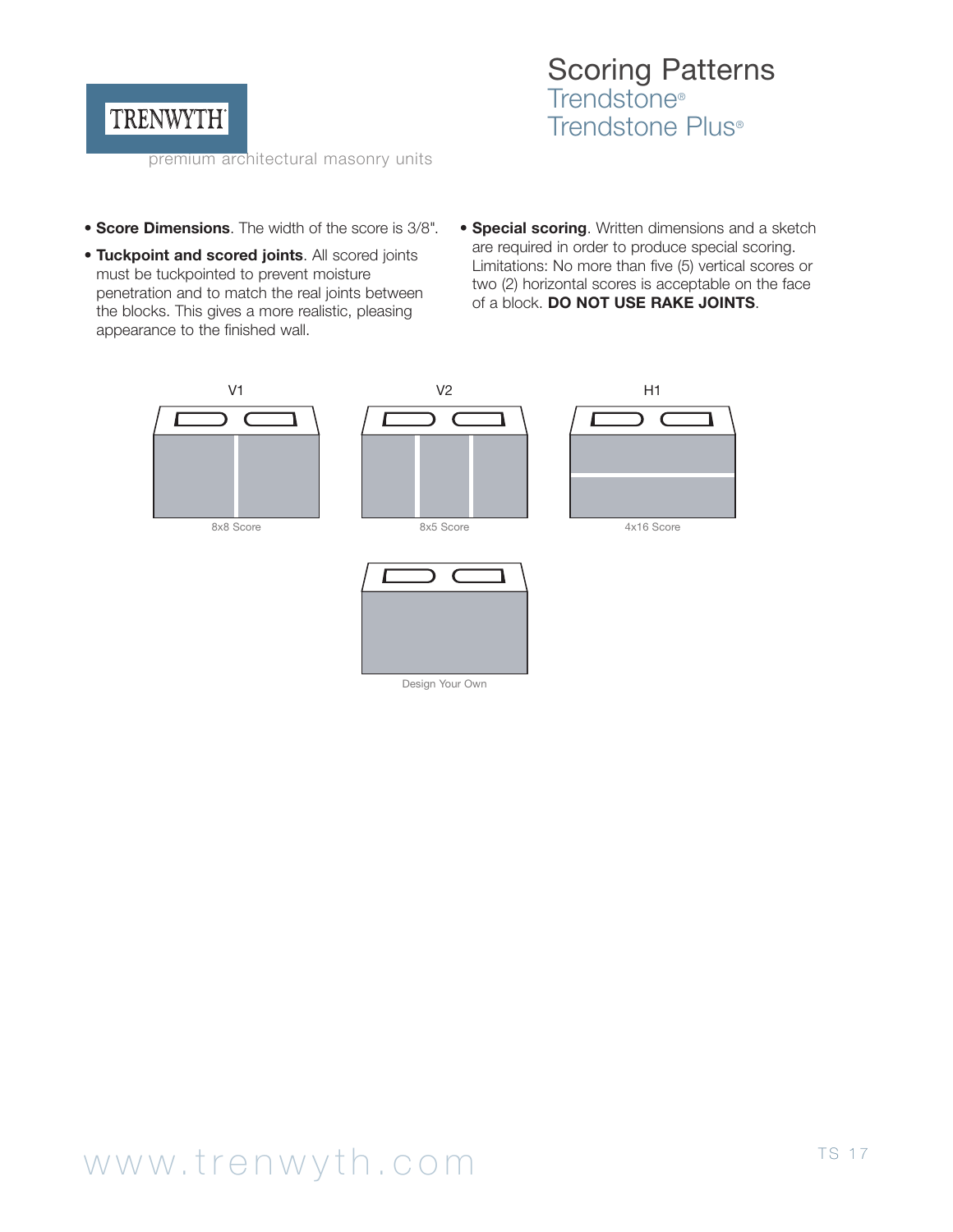# Scoring Patterns

## Trendstone®
## Trendstone Plus®

TRENWYTH®

premium architectural masonry units

- **Score Dimensions**. The width of the score is 3/8".
- **Tuckpoint and scored joints**. All scored joints must be tuckpointed to prevent moisture penetration and to match the real joints between the blocks. This gives a more realistic, pleasing appearance to the finished wall.
- **Special scoring**. Written dimensions and a sketch are required in order to produce special scoring. Limitations: No more than five (5) vertical scores or two (2) horizontal scores is acceptable on the face of a block. **DO NOT USE RAKE JOINTS**.

V1

8x8 Score

V2

8x5 Score

H1

4x16 Score

Design Your Own

www.trenwyth.com